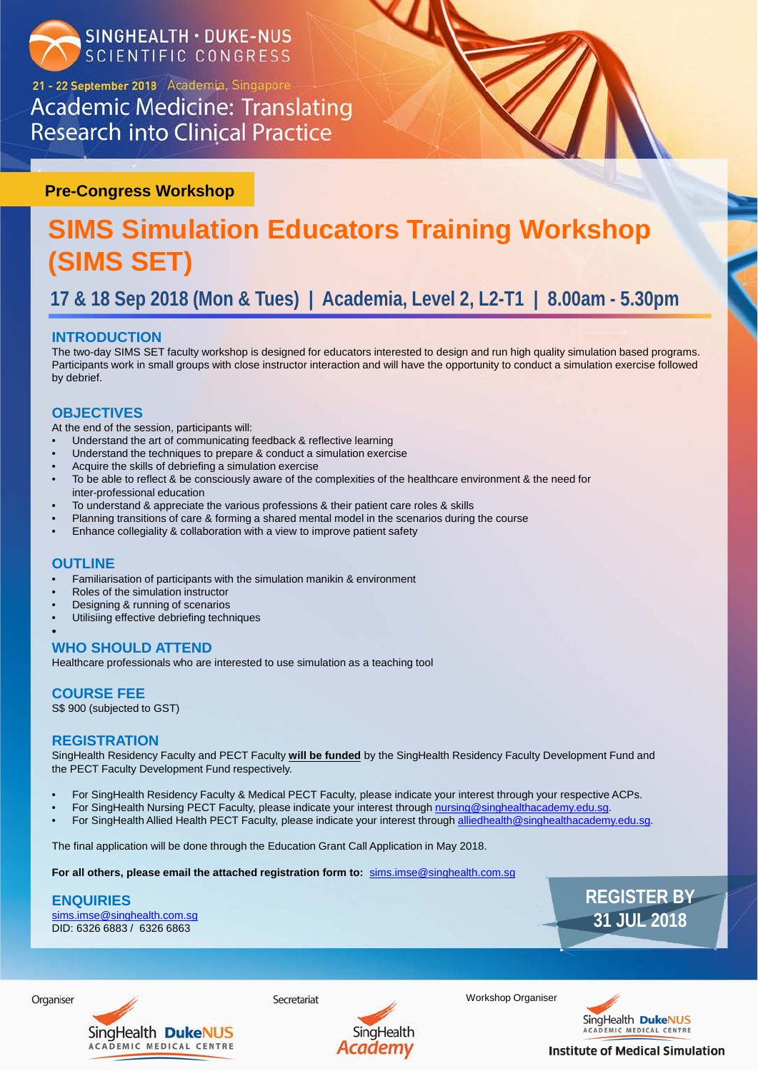SINGHEALTH · DUKE-NUS SCIENTIFIC CONGRESS

21 - 22 September 2018 Academia, Singapore

Academic Medicine: Translating Research into Clinical Practice

**Pre-Congress Workshop**

# SIMS Simulation Educators Training Workshop (SIMS SET)

## 17 & 18 Sep 2018 (Mon & Tues) | Academia, Level 2, L2-T1 | 8.00am - 5.30pm

### INTRODUCTION

The two-day SIMS SET faculty workshop is designed for educators interested to design and run high quality simulation based programs. Participants work in small groups with close instructor interaction and will have the opportunity to conduct a simulation exercise followed by debrief.

### OBJECTIVES

At the end of the session, participants will:

- Understand the art of communicating feedback & reflective learning
- Understand the techniques to prepare & conduct a simulation exercise
- Acquire the skills of debriefing a simulation exercise
- To be able to reflect & be consciously aware of the complexities of the healthcare environment & the need for inter-professional education
- To understand & appreciate the various professions & their patient care roles & skills
- Planning transitions of care & forming a shared mental model in the scenarios during the course
- Enhance collegiality & collaboration with a view to improve patient safety

### OUTLINE

- Familiarisation of participants with the simulation manikin & environment
- Roles of the simulation instructor
- Designing & running of scenarios
- Utilisiing effective debriefing techniques

### WHO SHOULD ATTEND

Healthcare professionals who are interested to use simulation as a teaching tool

### COURSE FEE

S$ 900 (subjected to GST)

### REGISTRATION

SingHealth Residency Faculty and PECT Faculty **will be funded** by the SingHealth Residency Faculty Development Fund and the PECT Faculty Development Fund respectively.

- For SingHealth Residency Faculty & Medical PECT Faculty, please indicate your interest through your respective ACPs.
- For SingHealth Nursing PECT Faculty, please indicate your interest through nursing@singhealthacademy.edu.sg.
- For SingHealth Allied Health PECT Faculty, please indicate your interest through alliedhealth@singhealthacademy.edu.sg.

The final application will be done through the Education Grant Call Application in May 2018.

**For all others, please email the attached registration form to:** sims.imse@singhealth.com.sg

### ENQUIRIES

sims.imse@singhealth.com.sg
DID: 6326 6883 / 6326 6863

**REGISTER BY 31 JUL 2018**

Organiser: SingHealth DukeNUS Academic Medical Centre

Secretariat: SingHealth Academy

Workshop Organiser: SingHealth DukeNUS Academic Medical Centre — Institute of Medical Simulation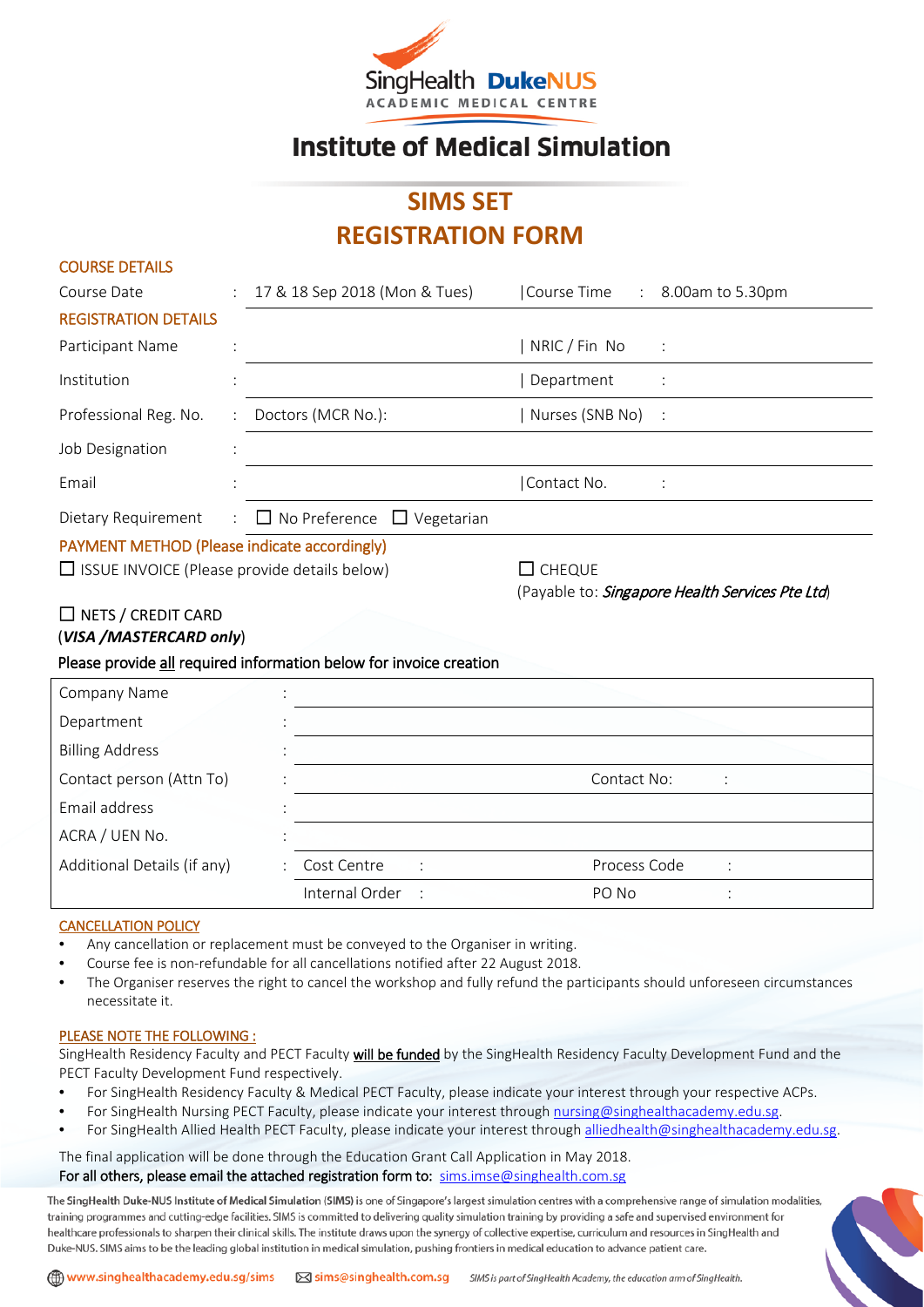SingHealth DukeNUS
ACADEMIC MEDICAL CENTRE

# Institute of Medical Simulation

## SIMS SET
## REGISTRATION FORM

**COURSE DETAILS**

| | | | |
|---|---|---|---|
| Course Date | : 17 & 18 Sep 2018 (Mon & Tues) | Course Time | : 8.00am to 5.30pm |

**REGISTRATION DETAILS**

| | | | |
|---|---|---|---|
| Participant Name | : | NRIC / Fin No | : |
| Institution | : | Department | : |
| Professional Reg. No. | : Doctors (MCR No.): | Nurses (SNB No) | : |
| Job Designation | : | | |
| Email | : | Contact No. | : |
| Dietary Requirement | : ☐ No Preference ☐ Vegetarian | | |

**PAYMENT METHOD (Please indicate accordingly)**

☐ ISSUE INVOICE (Please provide details below)

☐ CHEQUE
(Payable to: *Singapore Health Services Pte Ltd*)

☐ NETS / CREDIT CARD
(***VISA /MASTERCARD only***)

Please provide all required information below for invoice creation

| | | | |
|---|---|---|---|
| Company Name | : | | |
| Department | : | | |
| Billing Address | : | | |
| Contact person (Attn To) | : | Contact No: | : |
| Email address | : | | |
| ACRA / UEN No. | : | | |
| Additional Details (if any) | : Cost Centre : | Process Code | : |
| | Internal Order : | PO No | : |

**CANCELLATION POLICY**

- Any cancellation or replacement must be conveyed to the Organiser in writing.
- Course fee is non-refundable for all cancellations notified after 22 August 2018.
- The Organiser reserves the right to cancel the workshop and fully refund the participants should unforeseen circumstances necessitate it.

**PLEASE NOTE THE FOLLOWING :**

SingHealth Residency Faculty and PECT Faculty **will be funded** by the SingHealth Residency Faculty Development Fund and the PECT Faculty Development Fund respectively.

- For SingHealth Residency Faculty & Medical PECT Faculty, please indicate your interest through your respective ACPs.
- For SingHealth Nursing PECT Faculty, please indicate your interest through nursing@singhealthacademy.edu.sg.
- For SingHealth Allied Health PECT Faculty, please indicate your interest through alliedhealth@singhealthacademy.edu.sg.

The final application will be done through the Education Grant Call Application in May 2018.

For all others, please email the attached registration form to: sims.imse@singhealth.com.sg

The SingHealth Duke-NUS Institute of Medical Simulation (SIMS) is one of Singapore's largest simulation centres with a comprehensive range of simulation modalities, training programmes and cutting-edge facilities. SIMS is committed to delivering quality simulation training by providing a safe and supervised environment for healthcare professionals to sharpen their clinical skills. The institute draws upon the synergy of collective expertise, curriculum and resources in SingHealth and Duke-NUS. SIMS aims to be the leading global institution in medical simulation, pushing frontiers in medical education to advance patient care.

www.singhealthacademy.edu.sg/sims sims@singhealth.com.sg *SIMS is part of SingHealth Academy, the education arm of SingHealth.*